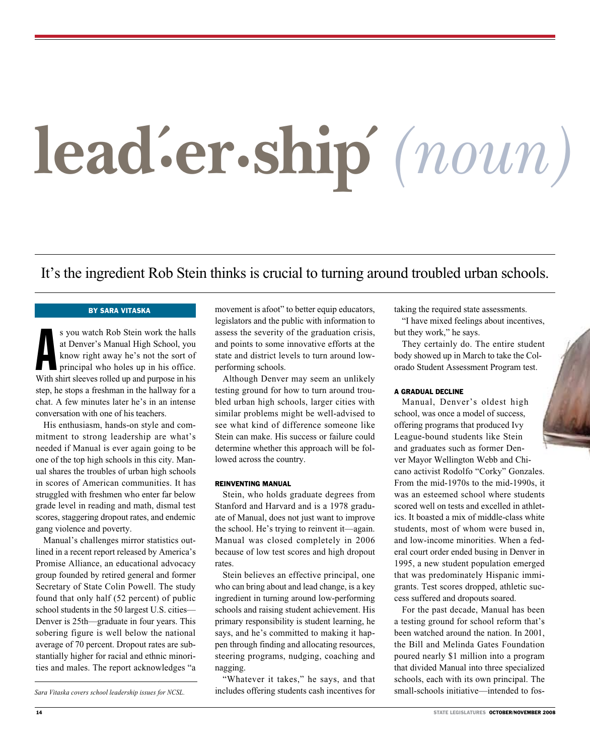# lead′·er·ship′ *(noun)*

## It's the ingredient Rob Stein thinks is crucial to turning around troubled urban schools.

**BY SARA VITASKA**

As you watch Rob Stein work the halls at Denver's Manual High School, you know right away he's not the sort of principal who holes up in his office. With shirt sleeves rolled up and purpose in his step, he stops a freshman in the hallway for a chat. A few minutes later he's in an intense conversation with one of his teachers.

His enthusiasm, hands-on style and commitment to strong leadership are what's needed if Manual is ever again going to be one of the top high schools in this city. Manual shares the troubles of urban high schools in scores of American communities. It has struggled with freshmen who enter far below grade level in reading and math, dismal test scores, staggering dropout rates, and endemic gang violence and poverty.

Manual's challenges mirror statistics outlined in a recent report released by America's Promise Alliance, an educational advocacy group founded by retired general and former Secretary of State Colin Powell. The study found that only half (52 percent) of public school students in the 50 largest U.S. cities—Denver is 25th—graduate in four years. This sobering figure is well below the national average of 70 percent. Dropout rates are substantially higher for racial and ethnic minorities and males. The report acknowledges "a movement is afoot" to better equip educators, legislators and the public with information to assess the severity of the graduation crisis, and points to some innovative efforts at the state and district levels to turn around low-performing schools.

Although Denver may seem an unlikely testing ground for how to turn around troubled urban high schools, larger cities with similar problems might be well-advised to see what kind of difference someone like Stein can make. His success or failure could determine whether this approach will be followed across the country.

*Sara Vitaska covers school leadership issues for NCSL.*

### REINVENTING MANUAL

Stein, who holds graduate degrees from Stanford and Harvard and is a 1978 graduate of Manual, does not just want to improve the school. He's trying to reinvent it—again. Manual was closed completely in 2006 because of low test scores and high dropout rates.

Stein believes an effective principal, one who can bring about and lead change, is a key ingredient in turning around low-performing schools and raising student achievement. His primary responsibility is student learning, he says, and he's committed to making it happen through finding and allocating resources, steering programs, nudging, coaching and nagging.

"Whatever it takes," he says, and that includes offering students cash incentives for taking the required state assessments.

"I have mixed feelings about incentives, but they work," he says.

They certainly do. The entire student body showed up in March to take the Colorado Student Assessment Program test.

### A GRADUAL DECLINE

Manual, Denver's oldest high school, was once a model of success, offering programs that produced Ivy League-bound students like Stein and graduates such as former Denver Mayor Wellington Webb and Chicano activist Rodolfo "Corky" Gonzales. From the mid-1970s to the mid-1990s, it was an esteemed school where students scored well on tests and excelled in athletics. It boasted a mix of middle-class white students, most of whom were bused in, and low-income minorities. When a federal court order ended busing in Denver in 1995, a new student population emerged that was predominately Hispanic immigrants. Test scores dropped, athletic success suffered and dropouts soared.

For the past decade, Manual has been a testing ground for school reform that's been watched around the nation. In 2001, the Bill and Melinda Gates Foundation poured nearly $1 million into a program that divided Manual into three specialized schools, each with its own principal. The small-schools initiative—intended to fos-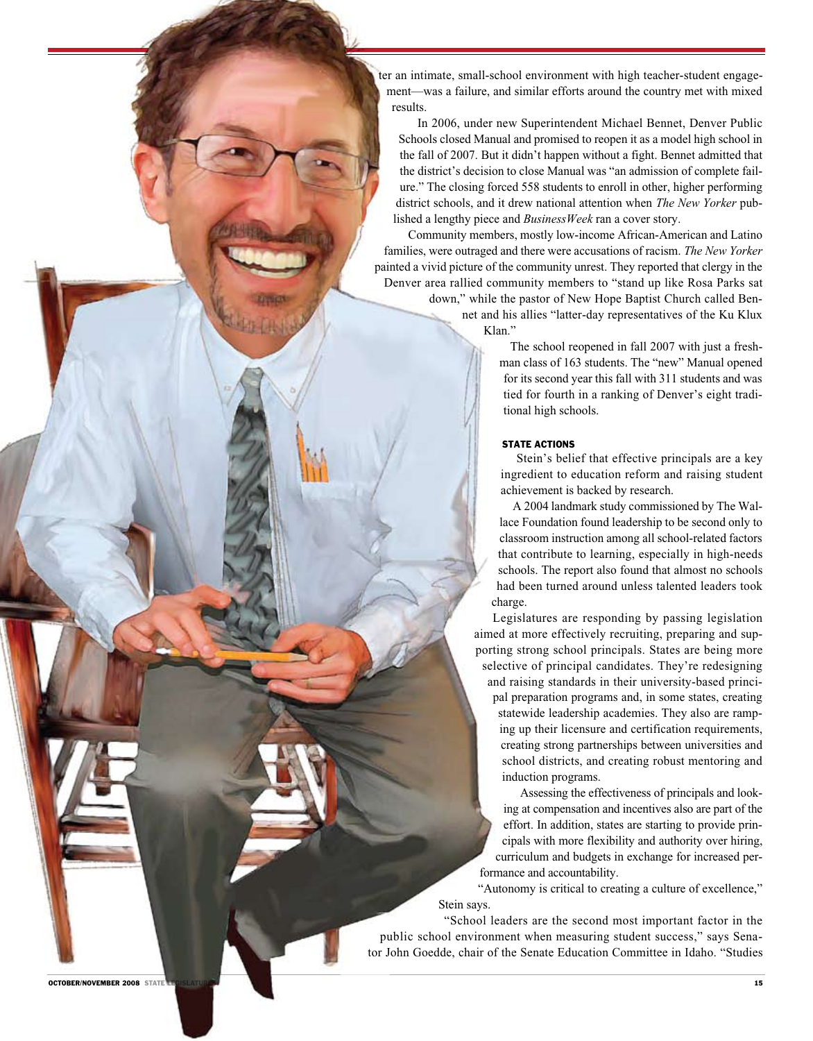ter an intimate, small-school environment with high teacher-student engagement—was a failure, and similar efforts around the country met with mixed results.

In 2006, under new Superintendent Michael Bennet, Denver Public Schools closed Manual and promised to reopen it as a model high school in the fall of 2007. But it didn't happen without a fight. Bennet admitted that the district's decision to close Manual was "an admission of complete failure." The closing forced 558 students to enroll in other, higher performing district schools, and it drew national attention when *The New Yorker* published a lengthy piece and *BusinessWeek* ran a cover story.

Community members, mostly low-income African-American and Latino families, were outraged and there were accusations of racism. *The New Yorker* painted a vivid picture of the community unrest. They reported that clergy in the Denver area rallied community members to "stand up like Rosa Parks sat down," while the pastor of New Hope Baptist Church called Bennet and his allies "latter-day representatives of the Ku Klux Klan."

The school reopened in fall 2007 with just a freshman class of 163 students. The "new" Manual opened for its second year this fall with 311 students and was tied for fourth in a ranking of Denver's eight traditional high schools.

## STATE ACTIONS

Stein's belief that effective principals are a key ingredient to education reform and raising student achievement is backed by research.

A 2004 landmark study commissioned by The Wallace Foundation found leadership to be second only to classroom instruction among all school-related factors that contribute to learning, especially in high-needs schools. The report also found that almost no schools had been turned around unless talented leaders took charge.

Legislatures are responding by passing legislation aimed at more effectively recruiting, preparing and supporting strong school principals. States are being more selective of principal candidates. They're redesigning and raising standards in their university-based principal preparation programs and, in some states, creating statewide leadership academies. They also are ramping up their licensure and certification requirements, creating strong partnerships between universities and school districts, and creating robust mentoring and induction programs.

Assessing the effectiveness of principals and looking at compensation and incentives also are part of the effort. In addition, states are starting to provide principals with more flexibility and authority over hiring, curriculum and budgets in exchange for increased performance and accountability.

"Autonomy is critical to creating a culture of excellence," Stein says.

"School leaders are the second most important factor in the public school environment when measuring student success," says Senator John Goedde, chair of the Senate Education Committee in Idaho. "Studies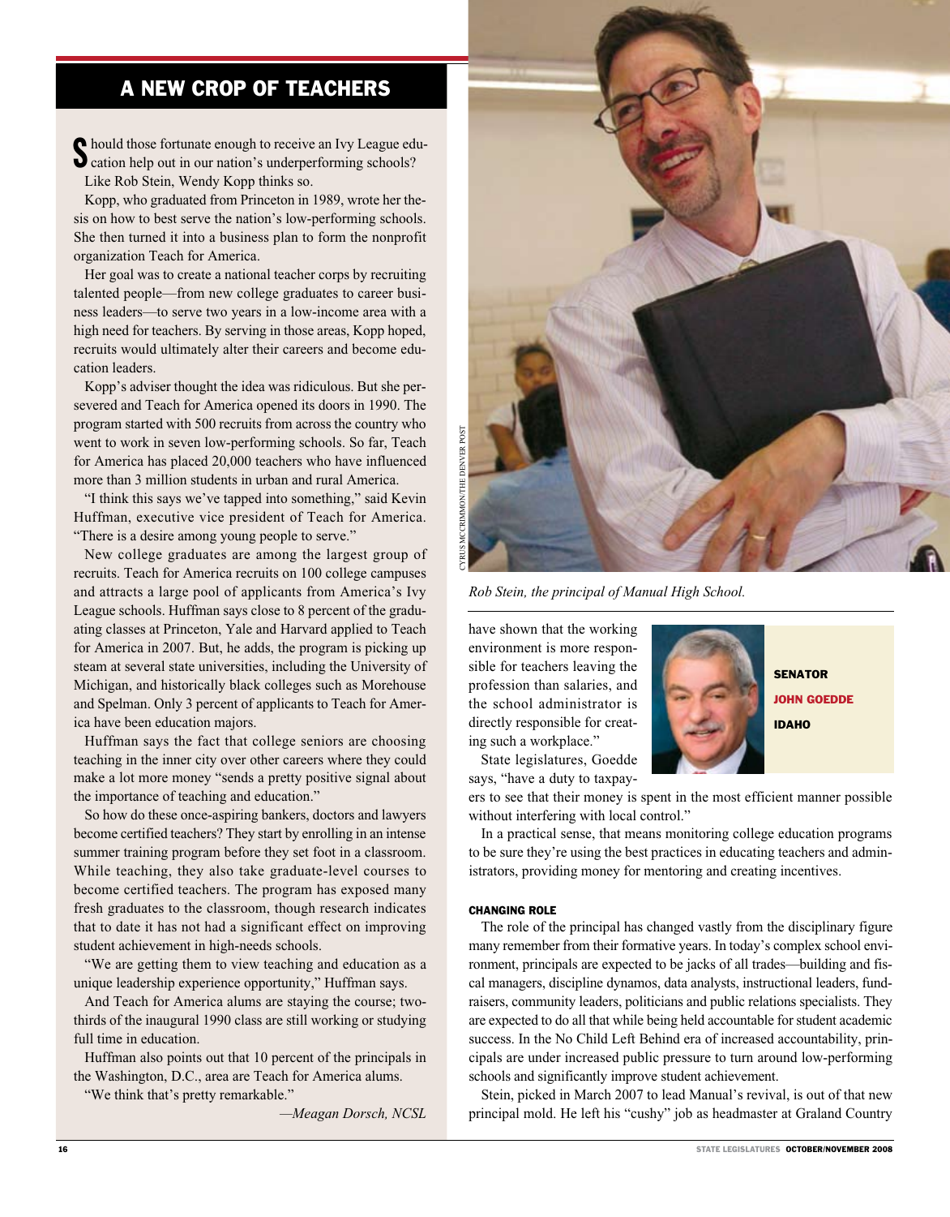## A NEW CROP OF TEACHERS

Should those fortunate enough to receive an Ivy League education help out in our nation's underperforming schools? Like Rob Stein, Wendy Kopp thinks so.

Kopp, who graduated from Princeton in 1989, wrote her thesis on how to best serve the nation's low-performing schools. She then turned it into a business plan to form the nonprofit organization Teach for America.

Her goal was to create a national teacher corps by recruiting talented people—from new college graduates to career business leaders—to serve two years in a low-income area with a high need for teachers. By serving in those areas, Kopp hoped, recruits would ultimately alter their careers and become education leaders.

Kopp's adviser thought the idea was ridiculous. But she persevered and Teach for America opened its doors in 1990. The program started with 500 recruits from across the country who went to work in seven low-performing schools. So far, Teach for America has placed 20,000 teachers who have influenced more than 3 million students in urban and rural America.

"I think this says we've tapped into something," said Kevin Huffman, executive vice president of Teach for America. "There is a desire among young people to serve."

New college graduates are among the largest group of recruits. Teach for America recruits on 100 college campuses and attracts a large pool of applicants from America's Ivy League schools. Huffman says close to 8 percent of the graduating classes at Princeton, Yale and Harvard applied to Teach for America in 2007. But, he adds, the program is picking up steam at several state universities, including the University of Michigan, and historically black colleges such as Morehouse and Spelman. Only 3 percent of applicants to Teach for America have been education majors.

Huffman says the fact that college seniors are choosing teaching in the inner city over other careers where they could make a lot more money "sends a pretty positive signal about the importance of teaching and education."

So how do these once-aspiring bankers, doctors and lawyers become certified teachers? They start by enrolling in an intense summer training program before they set foot in a classroom. While teaching, they also take graduate-level courses to become certified teachers. The program has exposed many fresh graduates to the classroom, though research indicates that to date it has not had a significant effect on improving student achievement in high-needs schools.

"We are getting them to view teaching and education as a unique leadership experience opportunity," Huffman says.

And Teach for America alums are staying the course; two-thirds of the inaugural 1990 class are still working or studying full time in education.

Huffman also points out that 10 percent of the principals in the Washington, D.C., area are Teach for America alums.

"We think that's pretty remarkable."

*—Meagan Dorsch, NCSL*

CYRUS MCCRIMMON/THE DENVER POST

*Rob Stein, the principal of Manual High School.*

have shown that the working environment is more responsible for teachers leaving the profession than salaries, and the school administrator is directly responsible for creating such a workplace."

**SENATOR JOHN GOEDDE IDAHO**

State legislatures, Goedde says, "have a duty to taxpayers to see that their money is spent in the most efficient manner possible without interfering with local control."

In a practical sense, that means monitoring college education programs to be sure they're using the best practices in educating teachers and administrators, providing money for mentoring and creating incentives.

### CHANGING ROLE

The role of the principal has changed vastly from the disciplinary figure many remember from their formative years. In today's complex school environment, principals are expected to be jacks of all trades—building and fiscal managers, discipline dynamos, data analysts, instructional leaders, fundraisers, community leaders, politicians and public relations specialists. They are expected to do all that while being held accountable for student academic success. In the No Child Left Behind era of increased accountability, principals are under increased public pressure to turn around low-performing schools and significantly improve student achievement.

Stein, picked in March 2007 to lead Manual's revival, is out of that new principal mold. He left his "cushy" job as headmaster at Graland Country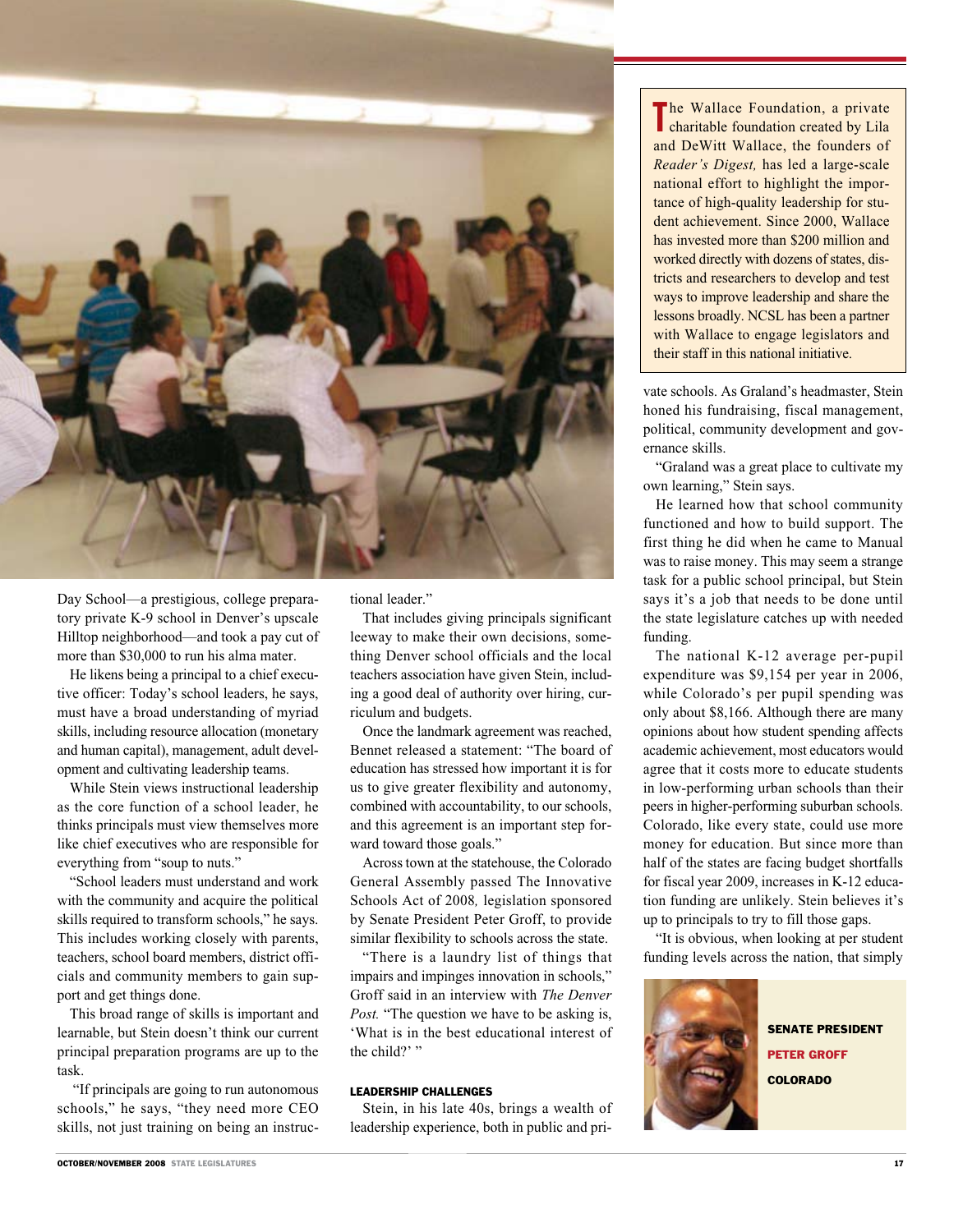Day School—a prestigious, college preparatory private K-9 school in Denver's upscale Hilltop neighborhood—and took a pay cut of more than $30,000 to run his alma mater.

He likens being a principal to a chief executive officer: Today's school leaders, he says, must have a broad understanding of myriad skills, including resource allocation (monetary and human capital), management, adult development and cultivating leadership teams.

While Stein views instructional leadership as the core function of a school leader, he thinks principals must view themselves more like chief executives who are responsible for everything from "soup to nuts."

"School leaders must understand and work with the community and acquire the political skills required to transform schools," he says. This includes working closely with parents, teachers, school board members, district officials and community members to gain support and get things done.

This broad range of skills is important and learnable, but Stein doesn't think our current principal preparation programs are up to the task.

"If principals are going to run autonomous schools," he says, "they need more CEO skills, not just training on being an instructional leader."

That includes giving principals significant leeway to make their own decisions, something Denver school officials and the local teachers association have given Stein, including a good deal of authority over hiring, curriculum and budgets.

Once the landmark agreement was reached, Bennet released a statement: "The board of education has stressed how important it is for us to give greater flexibility and autonomy, combined with accountability, to our schools, and this agreement is an important step forward toward those goals."

Across town at the statehouse, the Colorado General Assembly passed The Innovative Schools Act of 2008, legislation sponsored by Senate President Peter Groff, to provide similar flexibility to schools across the state.

"There is a laundry list of things that impairs and impinges innovation in schools," Groff said in an interview with *The Denver Post.* "The question we have to be asking is, 'What is in the best educational interest of the child?' "

### LEADERSHIP CHALLENGES

Stein, in his late 40s, brings a wealth of leadership experience, both in public and private schools. As Graland's headmaster, Stein honed his fundraising, fiscal management, political, community development and governance skills.

"Graland was a great place to cultivate my own learning," Stein says.

He learned how that school community functioned and how to build support. The first thing he did when he came to Manual was to raise money. This may seem a strange task for a public school principal, but Stein says it's a job that needs to be done until the state legislature catches up with needed funding.

The national K-12 average per-pupil expenditure was $9,154 per year in 2006, while Colorado's per pupil spending was only about $8,166. Although there are many opinions about how student spending affects academic achievement, most educators would agree that it costs more to educate students in low-performing urban schools than their peers in higher-performing suburban schools. Colorado, like every state, could use more money for education. But since more than half of the states are facing budget shortfalls for fiscal year 2009, increases in K-12 education funding are unlikely. Stein believes it's up to principals to try to fill those gaps.

"It is obvious, when looking at per student funding levels across the nation, that simply

---

The Wallace Foundation, a private charitable foundation created by Lila and DeWitt Wallace, the founders of *Reader's Digest,* has led a large-scale national effort to highlight the importance of high-quality leadership for student achievement. Since 2000, Wallace has invested more than $200 million and worked directly with dozens of states, districts and researchers to develop and test ways to improve leadership and share the lessons broadly. NCSL has been a partner with Wallace to engage legislators and their staff in this national initiative.

---

**SENATE PRESIDENT PETER GROFF COLORADO**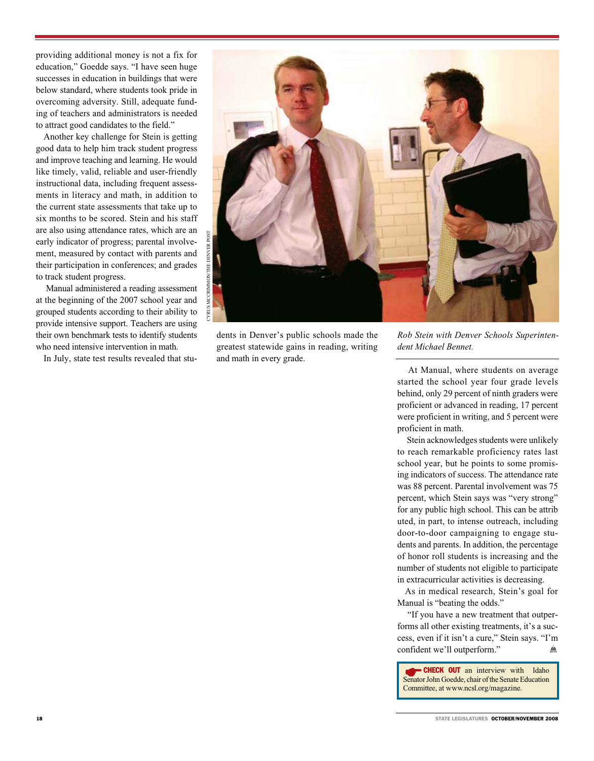providing additional money is not a fix for education," Goedde says. "I have seen huge successes in education in buildings that were below standard, where students took pride in overcoming adversity. Still, adequate funding of teachers and administrators is needed to attract good candidates to the field."

Another key challenge for Stein is getting good data to help him track student progress and improve teaching and learning. He would like timely, valid, reliable and user-friendly instructional data, including frequent assessments in literacy and math, in addition to the current state assessments that take up to six months to be scored. Stein and his staff are also using attendance rates, which are an early indicator of progress; parental involvement, measured by contact with parents and their participation in conferences; and grades to track student progress.

Manual administered a reading assessment at the beginning of the 2007 school year and grouped students according to their ability to provide intensive support. Teachers are using their own benchmark tests to identify students who need intensive intervention in math.

In July, state test results revealed that students in Denver's public schools made the greatest statewide gains in reading, writing and math in every grade.

CYRUS MCCRIMMON/THE DENVER POST

*Rob Stein with Denver Schools Superintendent Michael Bennet.*

At Manual, where students on average started the school year four grade levels behind, only 29 percent of ninth graders were proficient or advanced in reading, 17 percent were proficient in writing, and 5 percent were proficient in math.

Stein acknowledges students were unlikely to reach remarkable proficiency rates last school year, but he points to some promising indicators of success. The attendance rate was 88 percent. Parental involvement was 75 percent, which Stein says was "very strong" for any public high school. This can be attributed, in part, to intense outreach, including door-to-door campaigning to engage students and parents. In addition, the percentage of honor roll students is increasing and the number of students not eligible to participate in extracurricular activities is decreasing.

As in medical research, Stein's goal for Manual is "beating the odds."

"If you have a new treatment that outperforms all other existing treatments, it's a success, even if it isn't a cure," Stein says. "I'm confident we'll outperform."

**CHECK OUT** an interview with Idaho Senator John Goedde, chair of the Senate Education Committee, at www.ncsl.org/magazine.